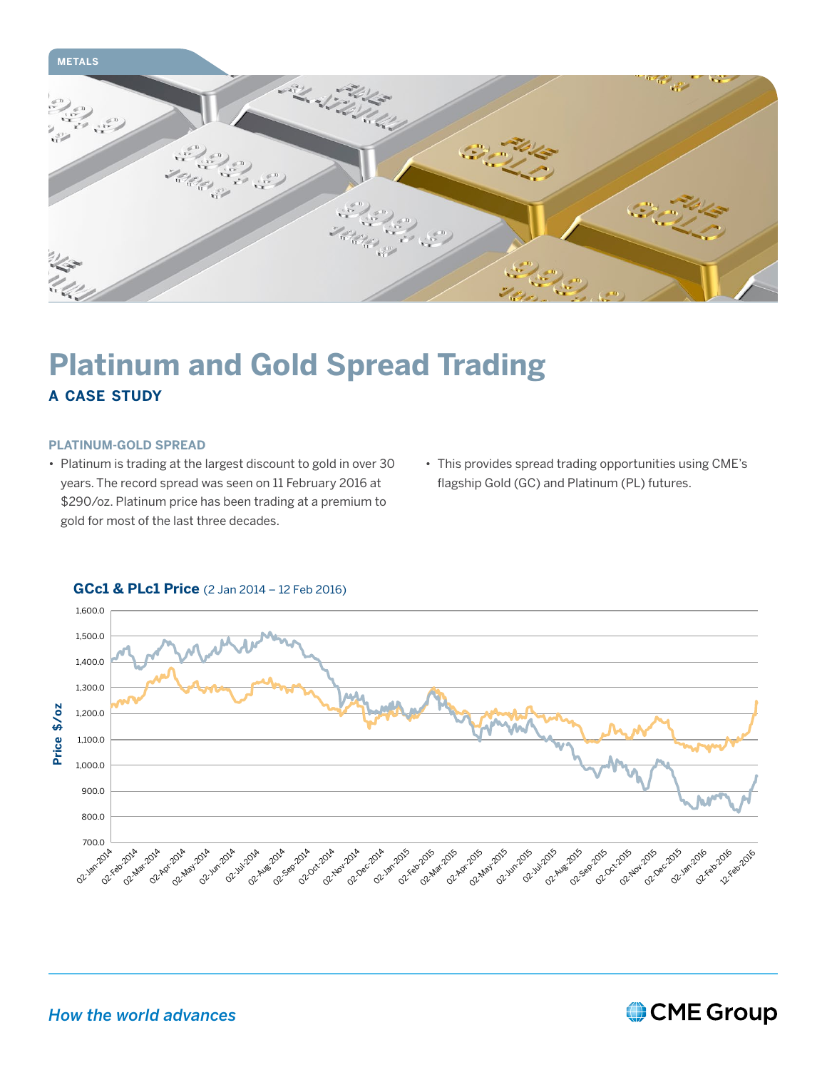METALS

# Platinum and Gold Spread Trading

## A CASE STUDY

### PLATINUM-GOLD SPREAD

- Platinum is trading at the largest discount to gold in over 30 years. The record spread was seen on 11 February 2016 at $290/oz. Platinum price has been trading at a premium to gold for most of the last three decades.
- This provides spread trading opportunities using CME's flagship Gold (GC) and Platinum (PL) futures.

**GCc1 & PLc1 Price** (2 Jan 2014 – 12 Feb 2016)

*How the world advances*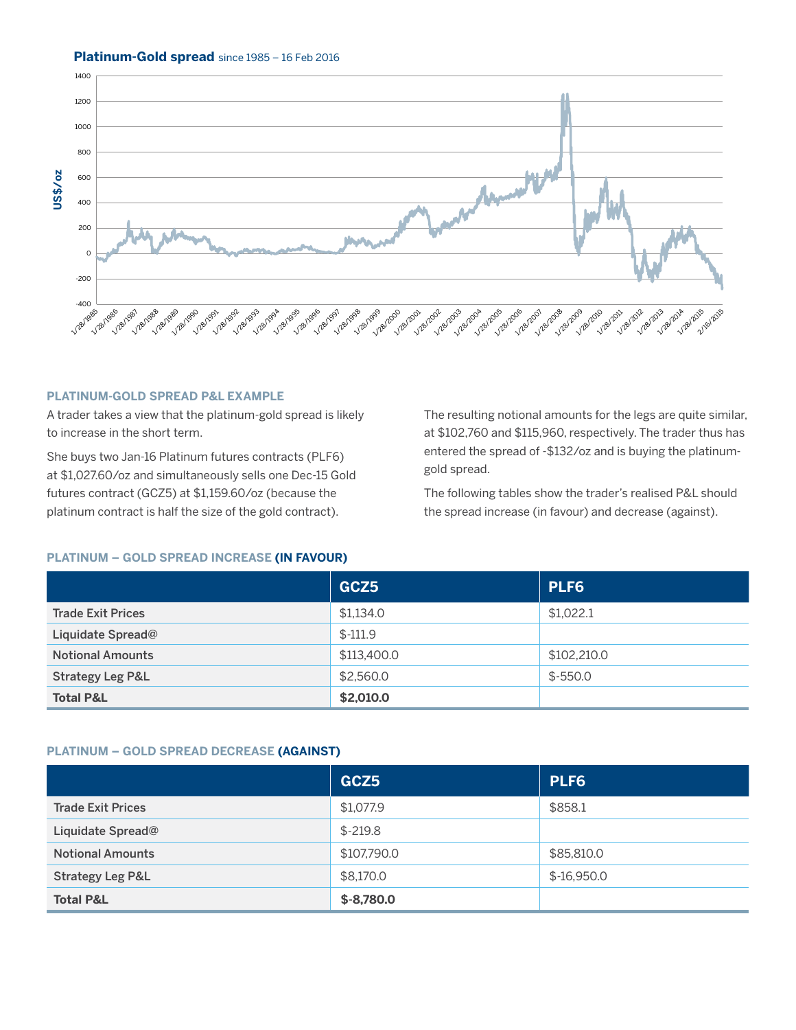**Platinum-Gold spread** since 1985 – 16 Feb 2016

#### PLATINUM-GOLD SPREAD P&L EXAMPLE

A trader takes a view that the platinum-gold spread is likely to increase in the short term.

She buys two Jan-16 Platinum futures contracts (PLF6) at $1,027.60/oz and simultaneously sells one Dec-15 Gold futures contract (GCZ5) at $1,159.60/oz (because the platinum contract is half the size of the gold contract).

The resulting notional amounts for the legs are quite similar, at $102,760 and $115,960, respectively. The trader thus has entered the spread of -$132/oz and is buying the platinum-gold spread.

The following tables show the trader's realised P&L should the spread increase (in favour) and decrease (against).

#### PLATINUM – GOLD SPREAD INCREASE **(IN FAVOUR)**

| | GCZ5 | PLF6 |
|---|---|---|
| Trade Exit Prices | $1,134.0 | $1,022.1 |
| Liquidate Spread@ | $-111.9 | |
| Notional Amounts | $113,400.0 | $102,210.0 |
| Strategy Leg P&L | $2,560.0 | $-550.0 |
| **Total P&L** | **$2,010.0** | |

#### PLATINUM – GOLD SPREAD DECREASE **(AGAINST)**

| | GCZ5 | PLF6 |
|---|---|---|
| Trade Exit Prices | $1,077.9 | $858.1 |
| Liquidate Spread@ | $-219.8 | |
| Notional Amounts | $107,790.0 | $85,810.0 |
| Strategy Leg P&L | $8,170.0 | $-16,950.0 |
| **Total P&L** | **$-8,780.0** | |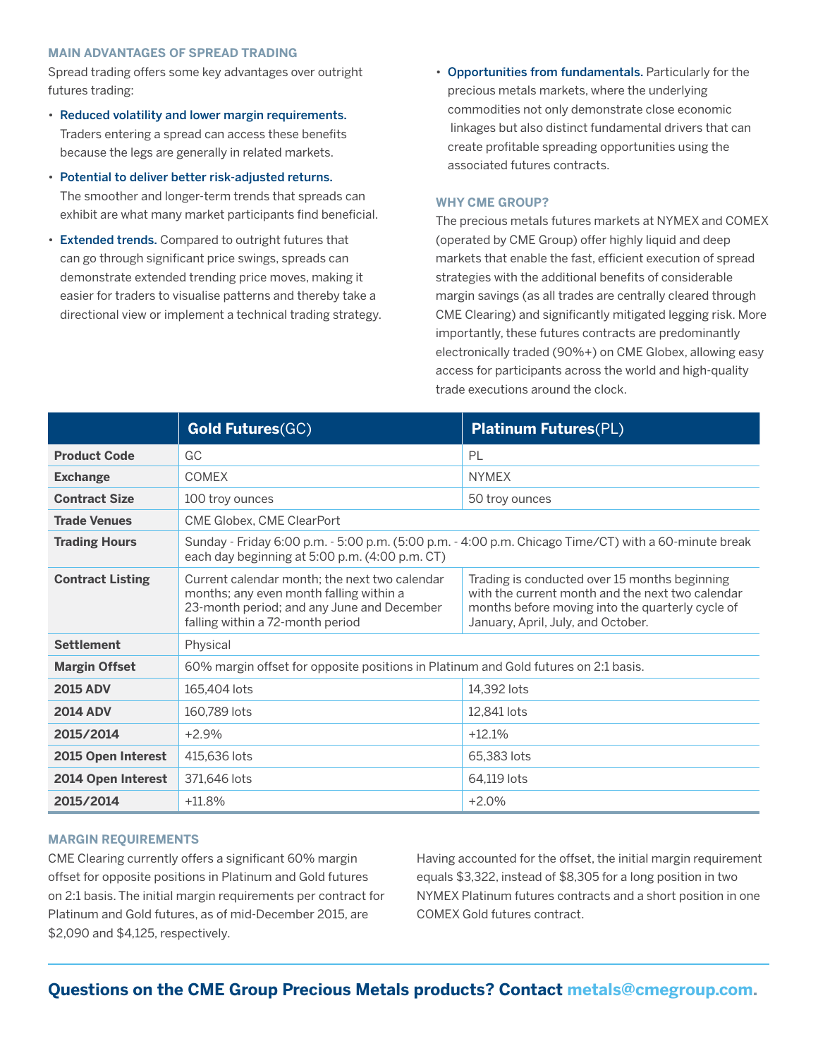### MAIN ADVANTAGES OF SPREAD TRADING

Spread trading offers some key advantages over outright futures trading:

- **Reduced volatility and lower margin requirements.** Traders entering a spread can access these benefits because the legs are generally in related markets.
- **Potential to deliver better risk-adjusted returns.** The smoother and longer-term trends that spreads can exhibit are what many market participants find beneficial.
- **Extended trends.** Compared to outright futures that can go through significant price swings, spreads can demonstrate extended trending price moves, making it easier for traders to visualise patterns and thereby take a directional view or implement a technical trading strategy.
- **Opportunities from fundamentals.** Particularly for the precious metals markets, where the underlying commodities not only demonstrate close economic linkages but also distinct fundamental drivers that can create profitable spreading opportunities using the associated futures contracts.

### WHY CME GROUP?

The precious metals futures markets at NYMEX and COMEX (operated by CME Group) offer highly liquid and deep markets that enable the fast, efficient execution of spread strategies with the additional benefits of considerable margin savings (as all trades are centrally cleared through CME Clearing) and significantly mitigated legging risk. More importantly, these futures contracts are predominantly electronically traded (90%+) on CME Globex, allowing easy access for participants across the world and high-quality trade executions around the clock.

| | **Gold Futures**(GC) | **Platinum Futures**(PL) |
|---|---|---|
| **Product Code** | GC | PL |
| **Exchange** | COMEX | NYMEX |
| **Contract Size** | 100 troy ounces | 50 troy ounces |
| **Trade Venues** | CME Globex, CME ClearPort | |
| **Trading Hours** | Sunday - Friday 6:00 p.m. - 5:00 p.m. (5:00 p.m. - 4:00 p.m. Chicago Time/CT) with a 60-minute break each day beginning at 5:00 p.m. (4:00 p.m. CT) | |
| **Contract Listing** | Current calendar month; the next two calendar months; any even month falling within a 23-month period; and any June and December falling within a 72-month period | Trading is conducted over 15 months beginning with the current month and the next two calendar months before moving into the quarterly cycle of January, April, July, and October. |
| **Settlement** | Physical | |
| **Margin Offset** | 60% margin offset for opposite positions in Platinum and Gold futures on 2:1 basis. | |
| **2015 ADV** | 165,404 lots | 14,392 lots |
| **2014 ADV** | 160,789 lots | 12,841 lots |
| **2015/2014** | +2.9% | +12.1% |
| **2015 Open Interest** | 415,636 lots | 65,383 lots |
| **2014 Open Interest** | 371,646 lots | 64,119 lots |
| **2015/2014** | +11.8% | +2.0% |

### MARGIN REQUIREMENTS

CME Clearing currently offers a significant 60% margin offset for opposite positions in Platinum and Gold futures on 2:1 basis. The initial margin requirements per contract for Platinum and Gold futures, as of mid-December 2015, are $2,090 and $4,125, respectively.

Having accounted for the offset, the initial margin requirement equals $3,322, instead of $8,305 for a long position in two NYMEX Platinum futures contracts and a short position in one COMEX Gold futures contract.

**Questions on the CME Group Precious Metals products? Contact metals@cmegroup.com.**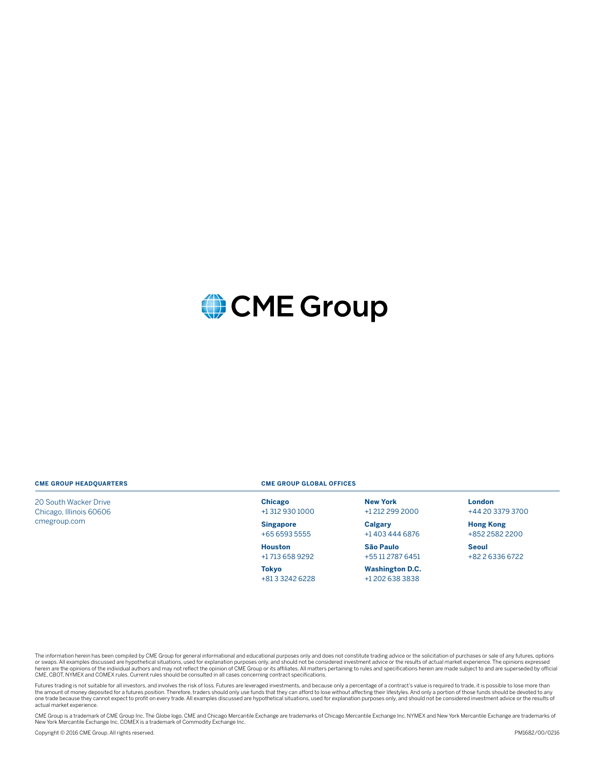CME Group

**CME GROUP HEADQUARTERS**

20 South Wacker Drive
Chicago, Illinois 60606
cmegroup.com

**CME GROUP GLOBAL OFFICES**

**Chicago**
+1 312 930 1000

**Singapore**
+65 6593 5555

**Houston**
+1 713 658 9292

**Tokyo**
+81 3 3242 6228

**New York**
+1 212 299 2000

**Calgary**
+1 403 444 6876

**São Paulo**
+55 11 2787 6451

**Washington D.C.**
+1 202 638 3838

**London**
+44 20 3379 3700

**Hong Kong**
+852 2582 2200

**Seoul**
+82 2 6336 6722

The information herein has been compiled by CME Group for general informational and educational purposes only and does not constitute trading advice or the solicitation of purchases or sale of any futures, options or swaps. All examples discussed are hypothetical situations, used for explanation purposes only, and should not be considered investment advice or the results of actual market experience. The opinions expressed herein are the opinions of the individual authors and may not reflect the opinion of CME Group or its affiliates. All matters pertaining to rules and specifications herein are made subject to and are superseded by official CME, CBOT, NYMEX and COMEX rules. Current rules should be consulted in all cases concerning contract specifications.

Futures trading is not suitable for all investors, and involves the risk of loss. Futures are leveraged investments, and because only a percentage of a contract's value is required to trade, it is possible to lose more than the amount of money deposited for a futures position. Therefore, traders should only use funds that they can afford to lose without affecting their lifestyles. And only a portion of those funds should be devoted to any one trade because they cannot expect to profit on every trade. All examples discussed are hypothetical situations, used for explanation purposes only, and should not be considered investment advice or the results of actual market experience.

CME Group is a trademark of CME Group Inc. The Globe logo, CME and Chicago Mercantile Exchange are trademarks of Chicago Mercantile Exchange Inc. NYMEX and New York Mercantile Exchange are trademarks of New York Mercantile Exchange Inc. COMEX is a trademark of Commodity Exchange Inc.

Copyright © 2016 CME Group. All rights reserved.

PM1682/00/0216